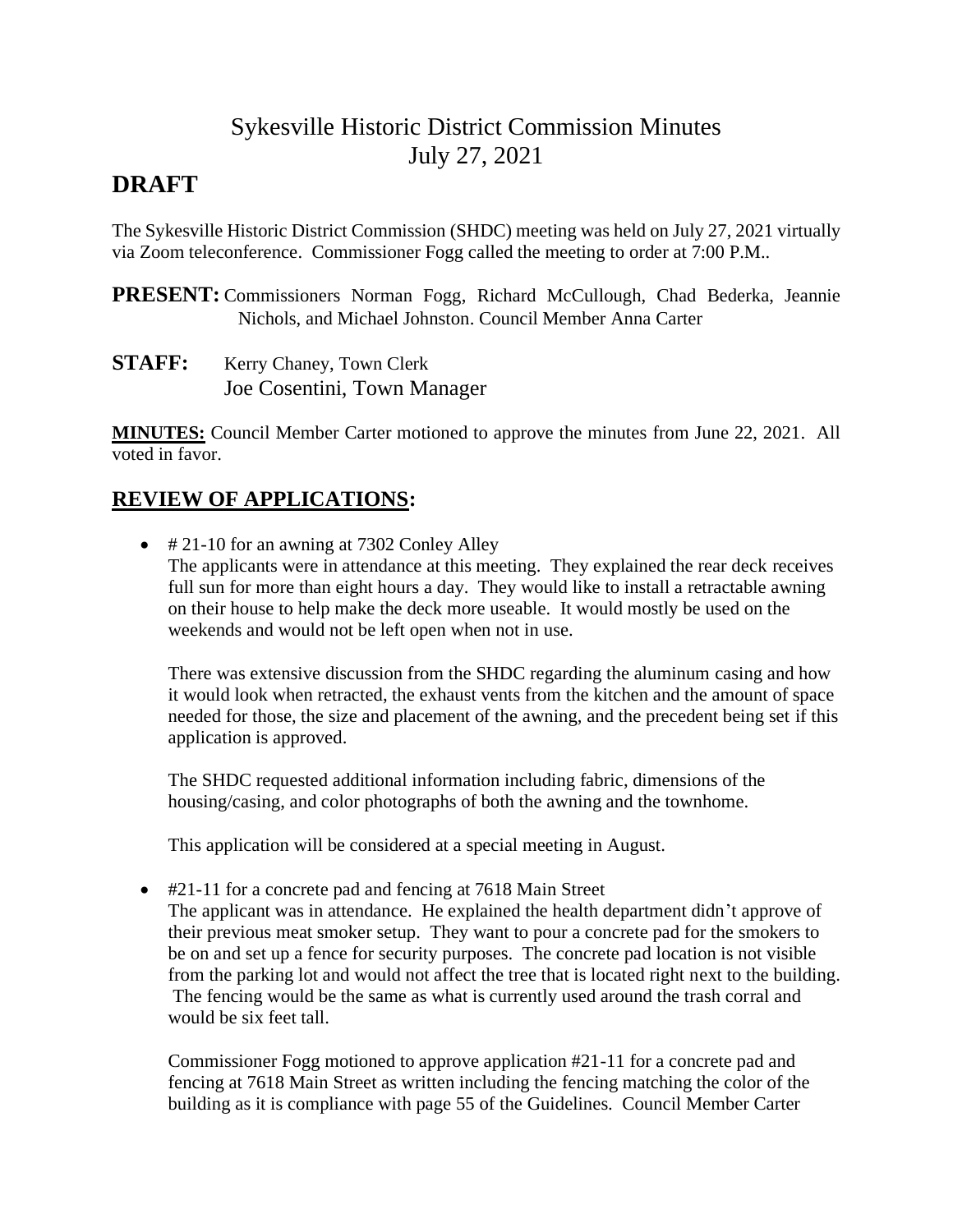# Sykesville Historic District Commission Minutes
# July 27, 2021

## DRAFT

The Sykesville Historic District Commission (SHDC) meeting was held on July 27, 2021 virtually via Zoom teleconference. Commissioner Fogg called the meeting to order at 7:00 P.M..

**PRESENT:** Commissioners Norman Fogg, Richard McCullough, Chad Bederka, Jeannie Nichols, and Michael Johnston. Council Member Anna Carter

**STAFF:** Kerry Chaney, Town Clerk
Joe Cosentini, Town Manager

**MINUTES:** Council Member Carter motioned to approve the minutes from June 22, 2021. All voted in favor.

## REVIEW OF APPLICATIONS:

- # 21-10 for an awning at 7302 Conley Alley
  The applicants were in attendance at this meeting. They explained the rear deck receives full sun for more than eight hours a day. They would like to install a retractable awning on their house to help make the deck more useable. It would mostly be used on the weekends and would not be left open when not in use.

  There was extensive discussion from the SHDC regarding the aluminum casing and how it would look when retracted, the exhaust vents from the kitchen and the amount of space needed for those, the size and placement of the awning, and the precedent being set if this application is approved.

  The SHDC requested additional information including fabric, dimensions of the housing/casing, and color photographs of both the awning and the townhome.

  This application will be considered at a special meeting in August.

- #21-11 for a concrete pad and fencing at 7618 Main Street
  The applicant was in attendance. He explained the health department didn't approve of their previous meat smoker setup. They want to pour a concrete pad for the smokers to be on and set up a fence for security purposes. The concrete pad location is not visible from the parking lot and would not affect the tree that is located right next to the building. The fencing would be the same as what is currently used around the trash corral and would be six feet tall.

  Commissioner Fogg motioned to approve application #21-11 for a concrete pad and fencing at 7618 Main Street as written including the fencing matching the color of the building as it is compliance with page 55 of the Guidelines. Council Member Carter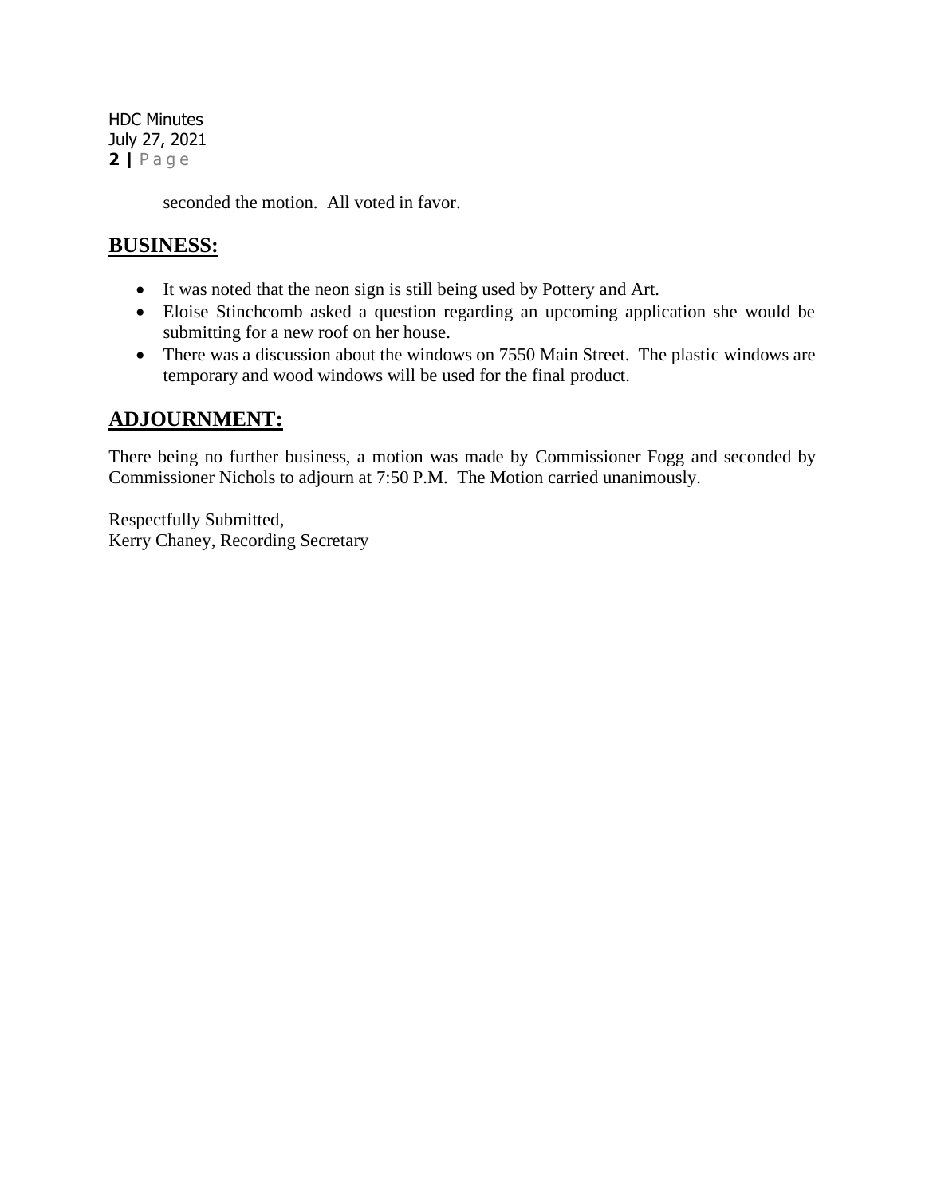seconded the motion. All voted in favor.

## BUSINESS:

- It was noted that the neon sign is still being used by Pottery and Art.
- Eloise Stinchcomb asked a question regarding an upcoming application she would be submitting for a new roof on her house.
- There was a discussion about the windows on 7550 Main Street. The plastic windows are temporary and wood windows will be used for the final product.

## ADJOURNMENT:

There being no further business, a motion was made by Commissioner Fogg and seconded by Commissioner Nichols to adjourn at 7:50 P.M. The Motion carried unanimously.

Respectfully Submitted,
Kerry Chaney, Recording Secretary